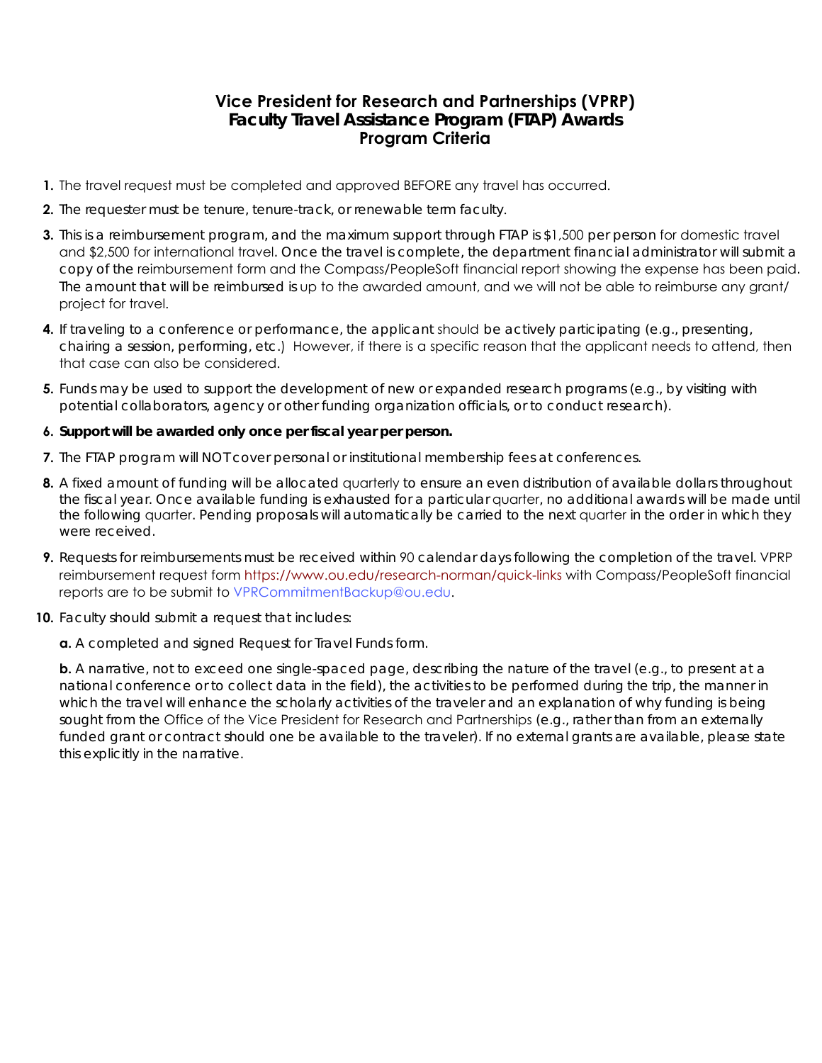# Vice President for Research and Partnerships (VPRP)
## Faculty Travel Assistance Program (FTAP) Awards
### Program Criteria

1. The travel request must be completed and approved BEFORE any travel has occurred.
2. The requester must be tenure, tenure-track, or renewable term faculty.
3. This is a reimbursement program, and the maximum support through FTAP is $1,500 per person for domestic travel and $2,500 for international travel. Once the travel is complete, the department financial administrator will submit a copy of the reimbursement form and the Compass/PeopleSoft financial report showing the expense has been paid. The amount that will be reimbursed is up to the awarded amount, and we will not be able to reimburse any grant/project for travel.
4. If traveling to a conference or performance, the applicant should be actively participating (e.g., presenting, chairing a session, performing, etc.) However, if there is a specific reason that the applicant needs to attend, then that case can also be considered.
5. Funds may be used to support the development of new or expanded research programs (e.g., by visiting with potential collaborators, agency or other funding organization officials, or to conduct research).
6. **Support will be awarded only once per fiscal year per person.**
7. The FTAP program will NOT cover personal or institutional membership fees at conferences.
8. A fixed amount of funding will be allocated quarterly to ensure an even distribution of available dollars throughout the fiscal year. Once available funding is exhausted for a particular quarter, no additional awards will be made until the following quarter. Pending proposals will automatically be carried to the next quarter in the order in which they were received.
9. Requests for reimbursements must be received within 90 calendar days following the completion of the travel. VPRP reimbursement request form https://www.ou.edu/research-norman/quick-links with Compass/PeopleSoft financial reports are to be submit to VPRCommitmentBackup@ou.edu.
10. Faculty should submit a request that includes:

    **a.** A completed and signed Request for Travel Funds form.

    **b.** A narrative, not to exceed one single-spaced page, describing the nature of the travel (e.g., to present at a national conference or to collect data in the field), the activities to be performed during the trip, the manner in which the travel will enhance the scholarly activities of the traveler and an explanation of why funding is being sought from the Office of the Vice President for Research and Partnerships (e.g., rather than from an externally funded grant or contract should one be available to the traveler). If no external grants are available, please state this explicitly in the narrative.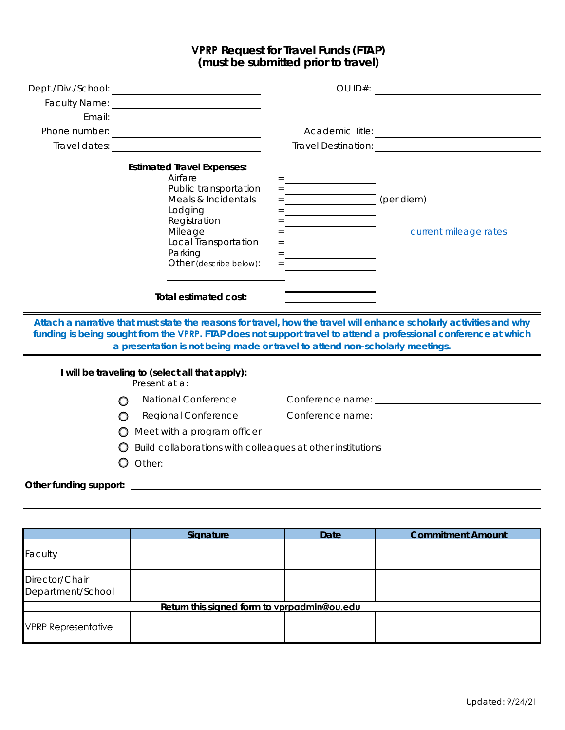# VPRP Request for Travel Funds (FTAP)
## (must be submitted prior to travel)

Dept./Div./School: ______________________ OU ID#: ______________________

Faculty Name: ______________________

Email: ______________________ ______________________

Phone number: ______________________ Academic Title: ______________________

Travel dates: ______________________ Travel Destination: ______________________

**Estimated Travel Expenses:**

- Airfare = ______________
- Public transportation = ______________
- Meals & Incidentals = ______________ (per diem)
- Lodging = ______________
- Registration = ______________
- Mileage = ______________ current mileage rates
- Local Transportation = ______________
- Parking = ______________
- Other (describe below): = ______________

______________________

**Total estimated cost:** ______________

**Attach a narrative that must state the reasons for travel, how the travel will enhance scholarly activities and why funding is being sought from the VPRP. FTAP does not support travel to attend a professional conference at which a presentation is not being made or travel to attend non-scholarly meetings.**

**I will be traveling to (select all that apply):**

Present at a:

- ○ National Conference Conference name: ______________________
- ○ Regional Conference Conference name: ______________________
- ○ Meet with a program officer
- ○ Build collaborations with colleagues at other institutions
- ○ Other: ______________________

**Other funding support:** ______________________

| | Signature | Date | Commitment Amount |
|---|---|---|---|
| Faculty | | | |
| Director/Chair Department/School | | | |
| **Return this signed form to vprpadmin@ou.edu** | | | |
| VPRP Representative | | | |

Updated: 9/24/21